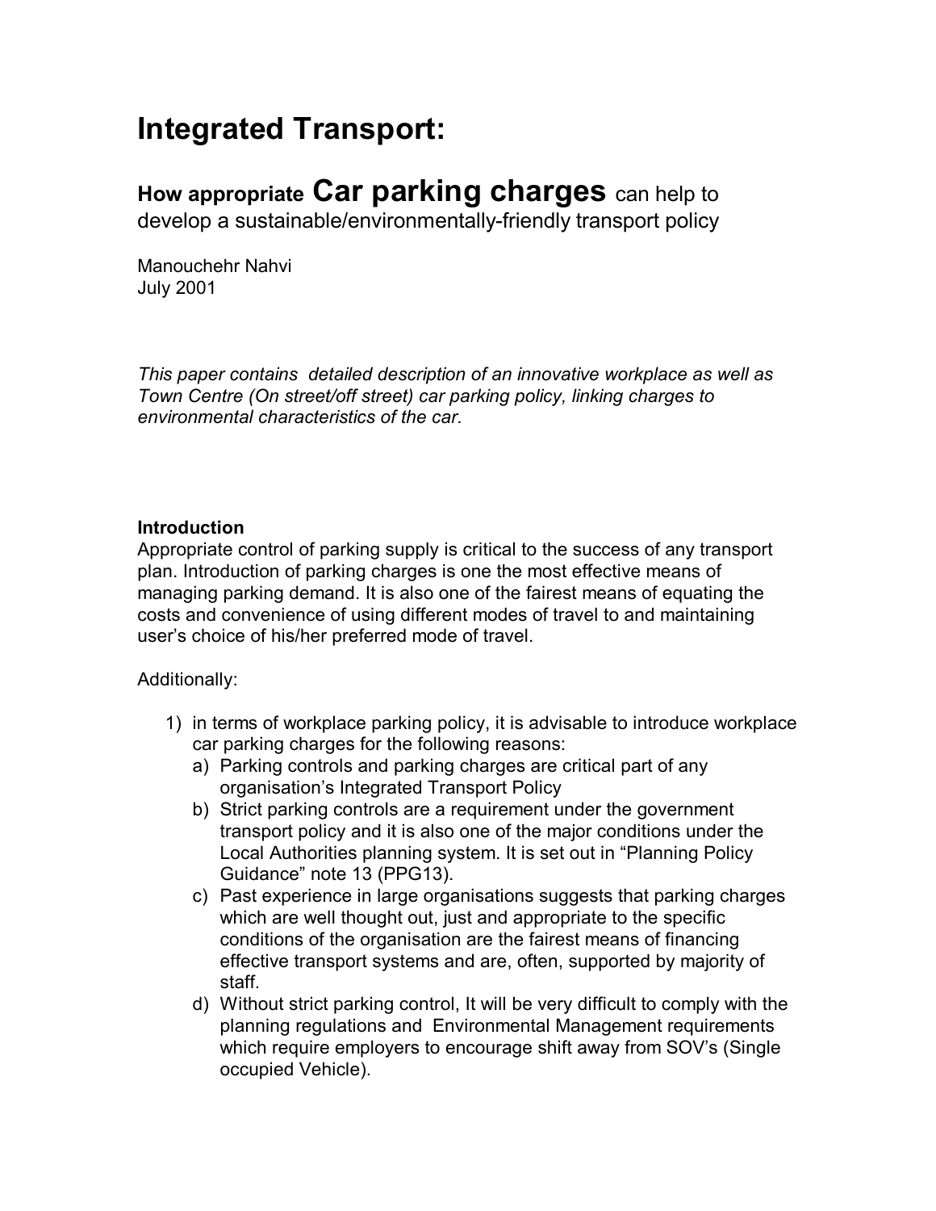# Integrated Transport:

## How appropriate **Car parking charges** can help to develop a sustainable/environmentally-friendly transport policy

Manouchehr Nahvi
July 2001

*This paper contains detailed description of an innovative workplace as well as Town Centre (On street/off street) car parking policy, linking charges to environmental characteristics of the car.*

**Introduction**

Appropriate control of parking supply is critical to the success of any transport plan. Introduction of parking charges is one the most effective means of managing parking demand. It is also one of the fairest means of equating the costs and convenience of using different modes of travel to and maintaining user's choice of his/her preferred mode of travel.

Additionally:

1) in terms of workplace parking policy, it is advisable to introduce workplace car parking charges for the following reasons:
   a) Parking controls and parking charges are critical part of any organisation's Integrated Transport Policy
   b) Strict parking controls are a requirement under the government transport policy and it is also one of the major conditions under the Local Authorities planning system. It is set out in "Planning Policy Guidance" note 13 (PPG13).
   c) Past experience in large organisations suggests that parking charges which are well thought out, just and appropriate to the specific conditions of the organisation are the fairest means of financing effective transport systems and are, often, supported by majority of staff.
   d) Without strict parking control, It will be very difficult to comply with the planning regulations and Environmental Management requirements which require employers to encourage shift away from SOV's (Single occupied Vehicle).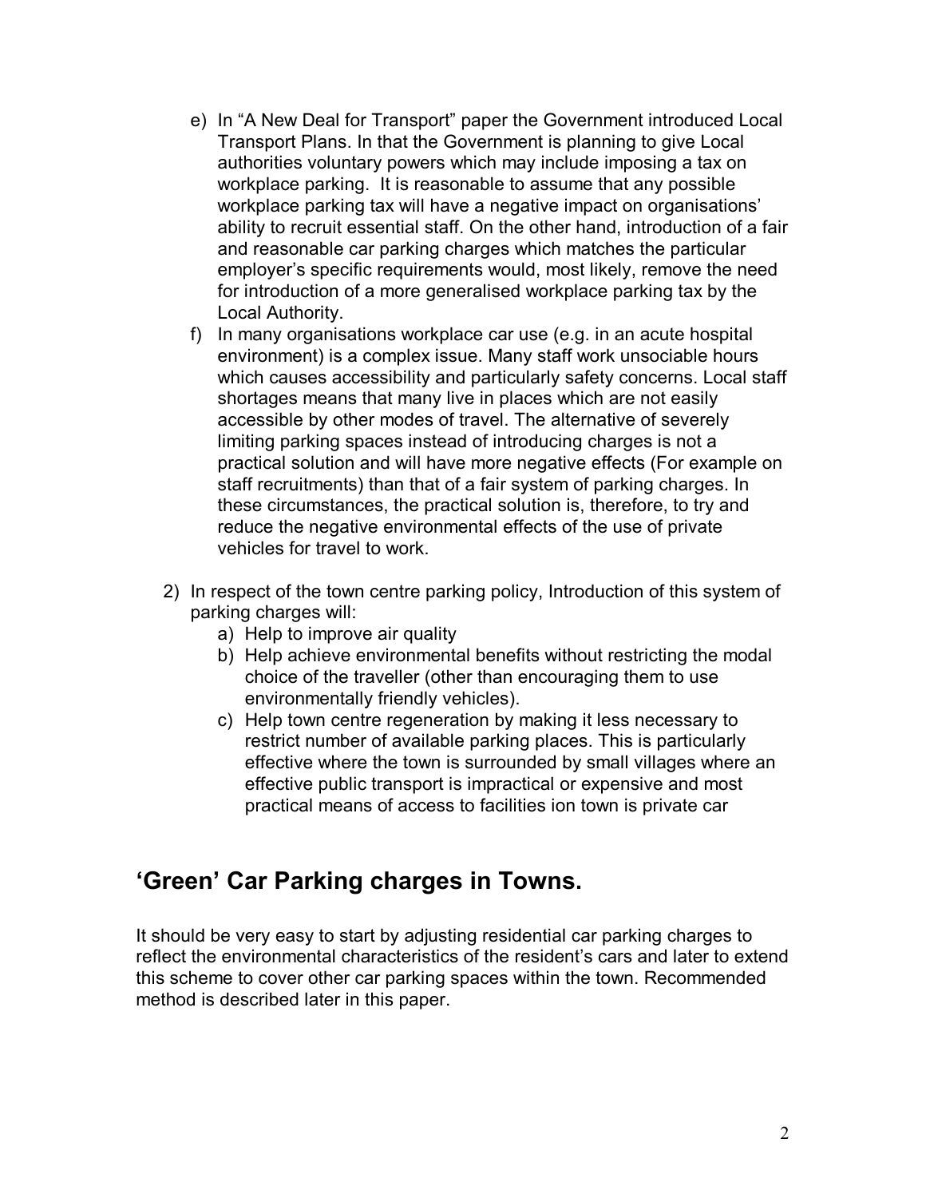e) In "A New Deal for Transport" paper the Government introduced Local Transport Plans. In that the Government is planning to give Local authorities voluntary powers which may include imposing a tax on workplace parking. It is reasonable to assume that any possible workplace parking tax will have a negative impact on organisations' ability to recruit essential staff. On the other hand, introduction of a fair and reasonable car parking charges which matches the particular employer's specific requirements would, most likely, remove the need for introduction of a more generalised workplace parking tax by the Local Authority.

f) In many organisations workplace car use (e.g. in an acute hospital environment) is a complex issue. Many staff work unsociable hours which causes accessibility and particularly safety concerns. Local staff shortages means that many live in places which are not easily accessible by other modes of travel. The alternative of severely limiting parking spaces instead of introducing charges is not a practical solution and will have more negative effects (For example on staff recruitments) than that of a fair system of parking charges. In these circumstances, the practical solution is, therefore, to try and reduce the negative environmental effects of the use of private vehicles for travel to work.

2) In respect of the town centre parking policy, Introduction of this system of parking charges will:
   a) Help to improve air quality
   b) Help achieve environmental benefits without restricting the modal choice of the traveller (other than encouraging them to use environmentally friendly vehicles).
   c) Help town centre regeneration by making it less necessary to restrict number of available parking places. This is particularly effective where the town is surrounded by small villages where an effective public transport is impractical or expensive and most practical means of access to facilities ion town is private car

## 'Green' Car Parking charges in Towns.

It should be very easy to start by adjusting residential car parking charges to reflect the environmental characteristics of the resident's cars and later to extend this scheme to cover other car parking spaces within the town. Recommended method is described later in this paper.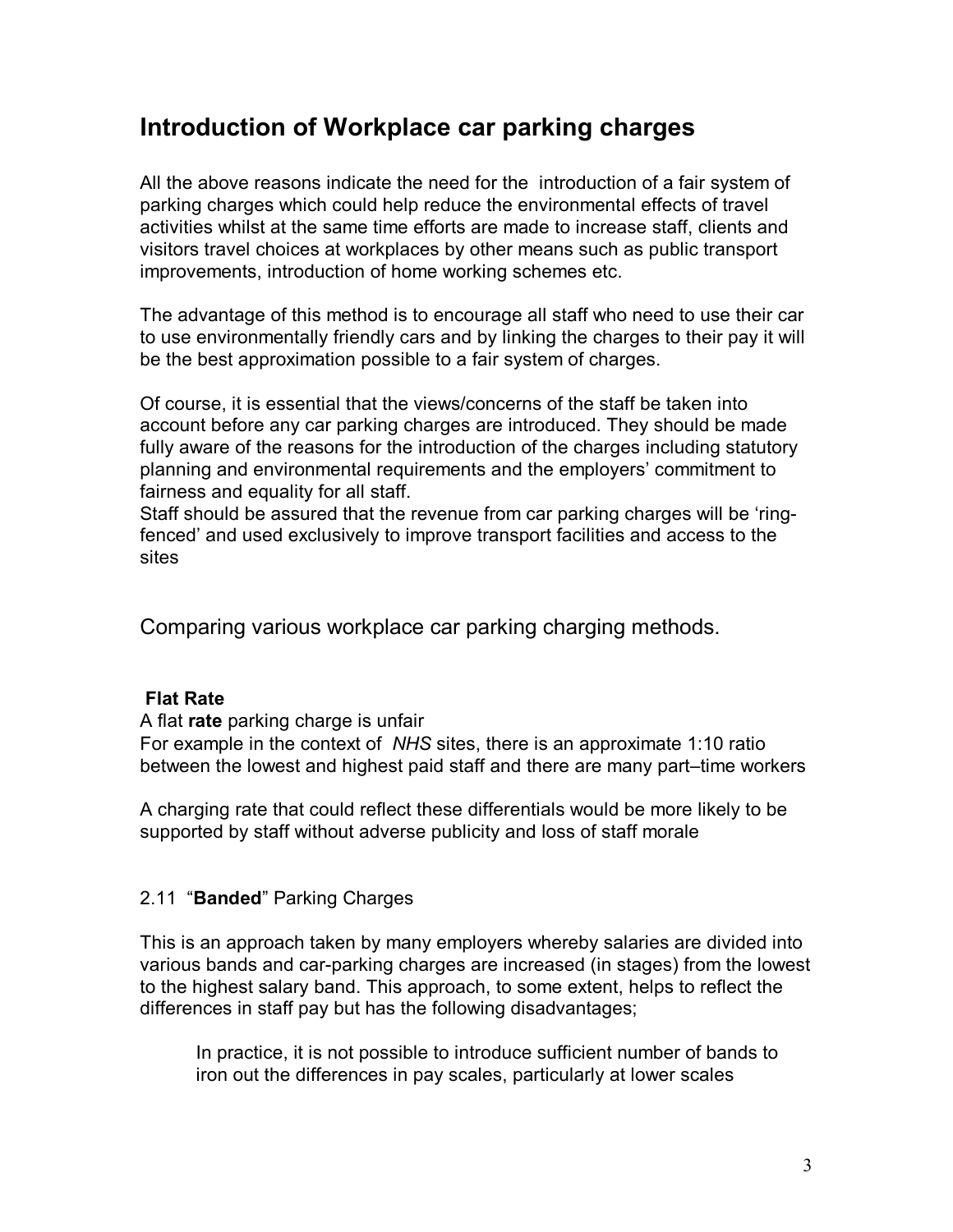## Introduction of Workplace car parking charges

All the above reasons indicate the need for the introduction of a fair system of parking charges which could help reduce the environmental effects of travel activities whilst at the same time efforts are made to increase staff, clients and visitors travel choices at workplaces by other means such as public transport improvements, introduction of home working schemes etc.

The advantage of this method is to encourage all staff who need to use their car to use environmentally friendly cars and by linking the charges to their pay it will be the best approximation possible to a fair system of charges.

Of course, it is essential that the views/concerns of the staff be taken into account before any car parking charges are introduced. They should be made fully aware of the reasons for the introduction of the charges including statutory planning and environmental requirements and the employers' commitment to fairness and equality for all staff.
Staff should be assured that the revenue from car parking charges will be 'ring-fenced' and used exclusively to improve transport facilities and access to the sites

### Comparing various workplace car parking charging methods.

**Flat Rate**

A flat **rate** parking charge is unfair
For example in the context of *NHS* sites, there is an approximate 1:10 ratio between the lowest and highest paid staff and there are many part–time workers

A charging rate that could reflect these differentials would be more likely to be supported by staff without adverse publicity and loss of staff morale

2.11 "**Banded**" Parking Charges

This is an approach taken by many employers whereby salaries are divided into various bands and car-parking charges are increased (in stages) from the lowest to the highest salary band. This approach, to some extent, helps to reflect the differences in staff pay but has the following disadvantages;

> In practice, it is not possible to introduce sufficient number of bands to iron out the differences in pay scales, particularly at lower scales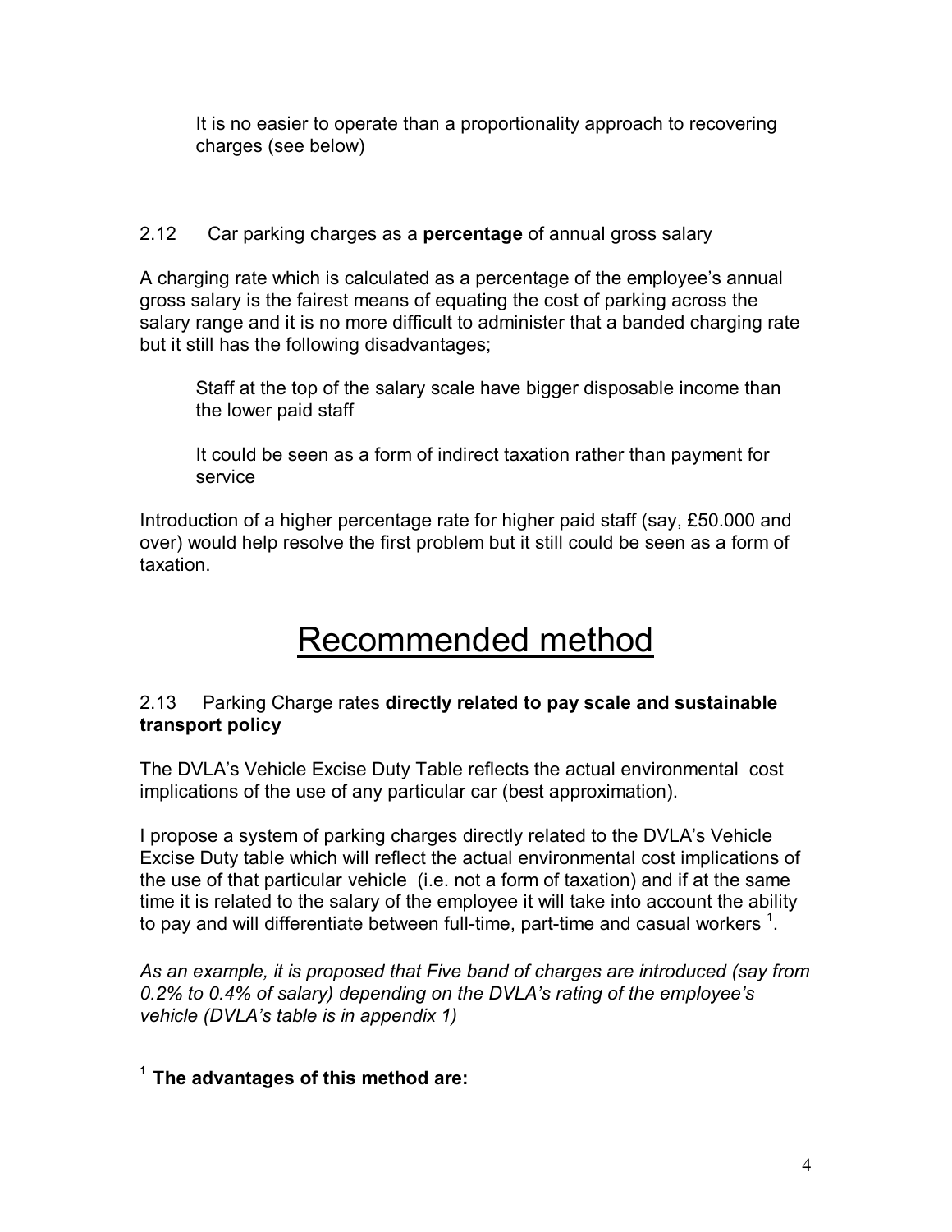It is no easier to operate than a proportionality approach to recovering charges (see below)

2.12 Car parking charges as a **percentage** of annual gross salary

A charging rate which is calculated as a percentage of the employee's annual gross salary is the fairest means of equating the cost of parking across the salary range and it is no more difficult to administer that a banded charging rate but it still has the following disadvantages;

Staff at the top of the salary scale have bigger disposable income than the lower paid staff

It could be seen as a form of indirect taxation rather than payment for service

Introduction of a higher percentage rate for higher paid staff (say, £50.000 and over) would help resolve the first problem but it still could be seen as a form of taxation.

# Recommended method

2.13 Parking Charge rates **directly related to pay scale and sustainable transport policy**

The DVLA's Vehicle Excise Duty Table reflects the actual environmental cost implications of the use of any particular car (best approximation).

I propose a system of parking charges directly related to the DVLA's Vehicle Excise Duty table which will reflect the actual environmental cost implications of the use of that particular vehicle (i.e. not a form of taxation) and if at the same time it is related to the salary of the employee it will take into account the ability to pay and will differentiate between full-time, part-time and casual workers [1].

*As an example, it is proposed that Five band of charges are introduced (say from 0.2% to 0.4% of salary) depending on the DVLA's rating of the employee's vehicle (DVLA's table is in appendix 1)*

**[1] The advantages of this method are:**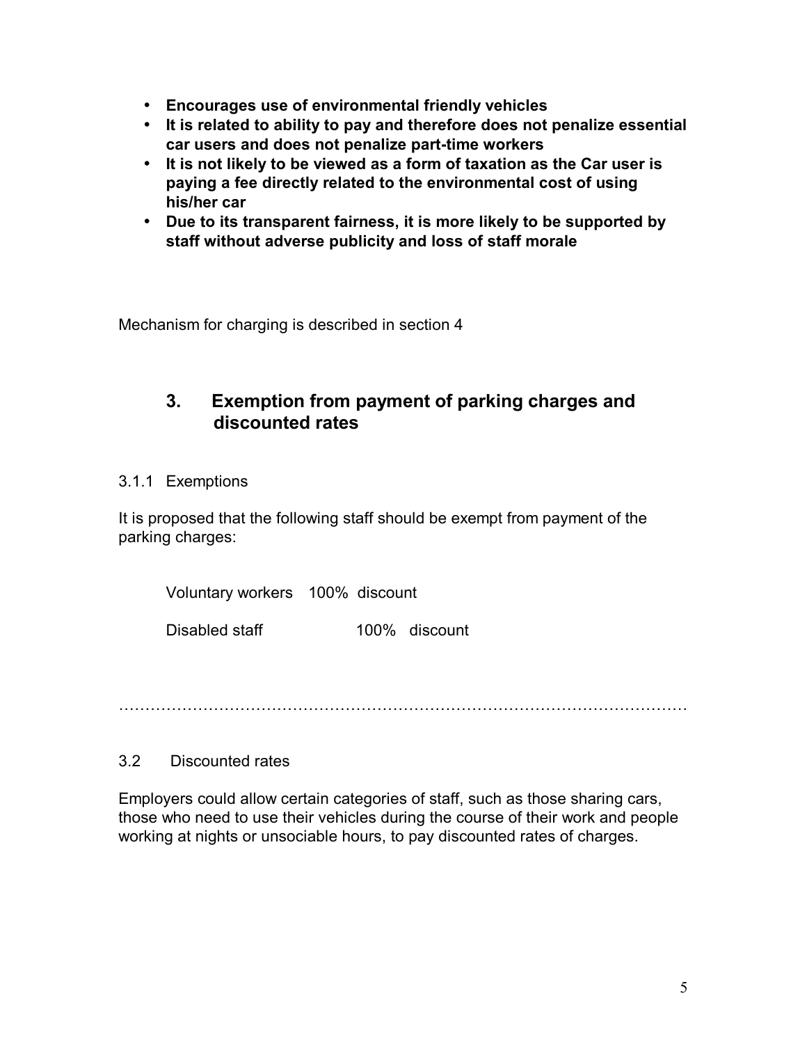- **Encourages use of environmental friendly vehicles**
- **It is related to ability to pay and therefore does not penalize essential car users and does not penalize part-time workers**
- **It is not likely to be viewed as a form of taxation as the Car user is paying a fee directly related to the environmental cost of using his/her car**
- **Due to its transparent fairness, it is more likely to be supported by staff without adverse publicity and loss of staff morale**

Mechanism for charging is described in section 4

## 3. Exemption from payment of parking charges and discounted rates

3.1.1 Exemptions

It is proposed that the following staff should be exempt from payment of the parking charges:

| | |
|---|---|
| Voluntary workers | 100% discount |
| Disabled staff | 100% discount |

…………………………………………………………………………………………

3.2 Discounted rates

Employers could allow certain categories of staff, such as those sharing cars, those who need to use their vehicles during the course of their work and people working at nights or unsociable hours, to pay discounted rates of charges.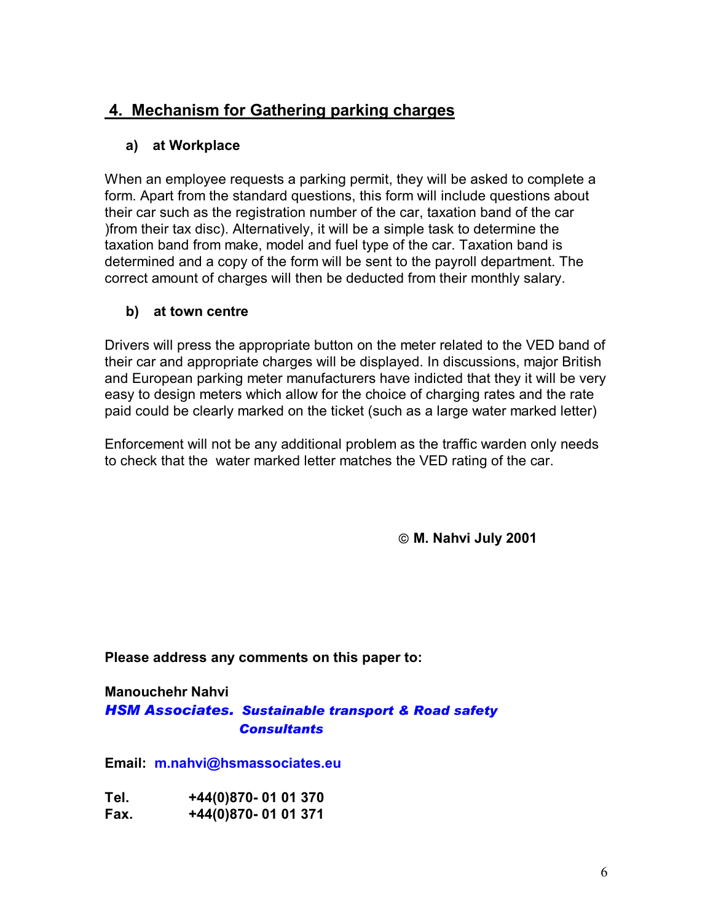## 4. Mechanism for Gathering parking charges

### a) at Workplace

When an employee requests a parking permit, they will be asked to complete a form. Apart from the standard questions, this form will include questions about their car such as the registration number of the car, taxation band of the car )from their tax disc). Alternatively, it will be a simple task to determine the taxation band from make, model and fuel type of the car. Taxation band is determined and a copy of the form will be sent to the payroll department. The correct amount of charges will then be deducted from their monthly salary.

### b) at town centre

Drivers will press the appropriate button on the meter related to the VED band of their car and appropriate charges will be displayed. In discussions, major British and European parking meter manufacturers have indicted that they it will be very easy to design meters which allow for the choice of charging rates and the rate paid could be clearly marked on the ticket (such as a large water marked letter)

Enforcement will not be any additional problem as the traffic warden only needs to check that the water marked letter matches the VED rating of the car.

**© M. Nahvi July 2001**

**Please address any comments on this paper to:**

**Manouchehr Nahvi**
***HSM Associates. Sustainable transport & Road safety Consultants***

**Email:** m.nahvi@hsmassociates.eu

**Tel.** +44(0)870- 01 01 370
**Fax.** +44(0)870- 01 01 371